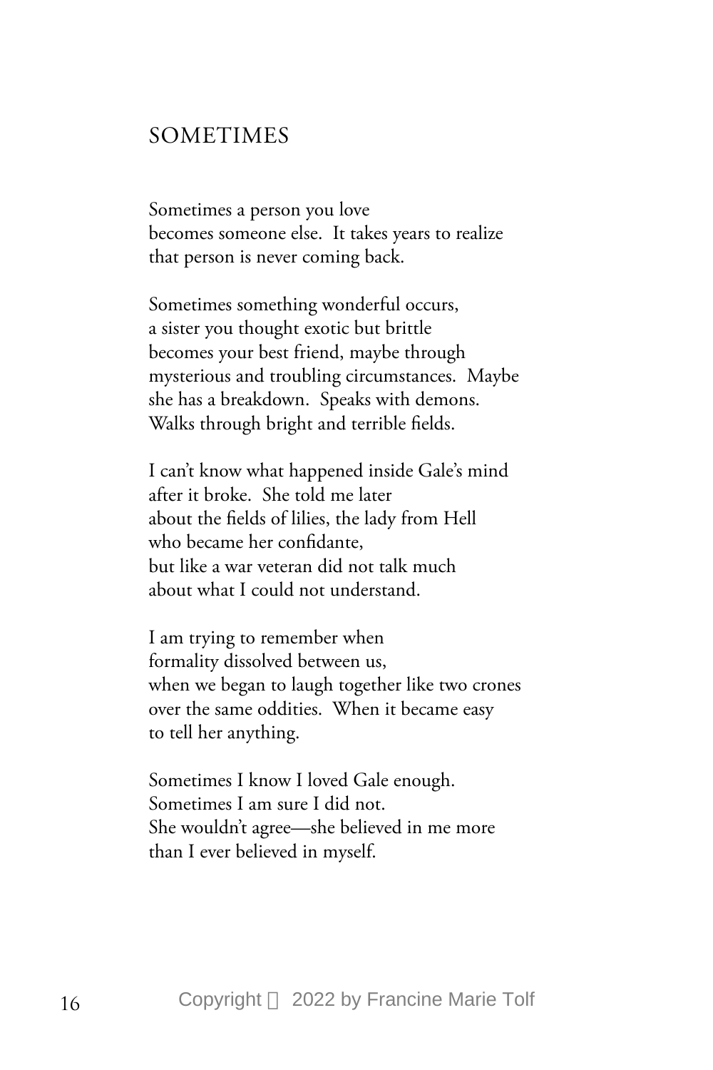# SOMETIMES

Sometimes a person you love  
becomes someone else.  It takes years to realize  
that person is never coming back.

Sometimes something wonderful occurs,  
a sister you thought exotic but brittle  
becomes your best friend, maybe through  
mysterious and troubling circumstances.  Maybe  
she has a breakdown.  Speaks with demons.  
Walks through bright and terrible fields.

I can't know what happened inside Gale's mind  
after it broke.  She told me later  
about the fields of lilies, the lady from Hell  
who became her confidante,  
but like a war veteran did not talk much  
about what I could not understand.

I am trying to remember when  
formality dissolved between us,  
when we began to laugh together like two crones  
over the same oddities.  When it became easy  
to tell her anything.

Sometimes I know I loved Gale enough.  
Sometimes I am sure I did not.  
She wouldn't agree—she believed in me more  
than I ever believed in myself.

Copyright © 2022 by Francine Marie Tolf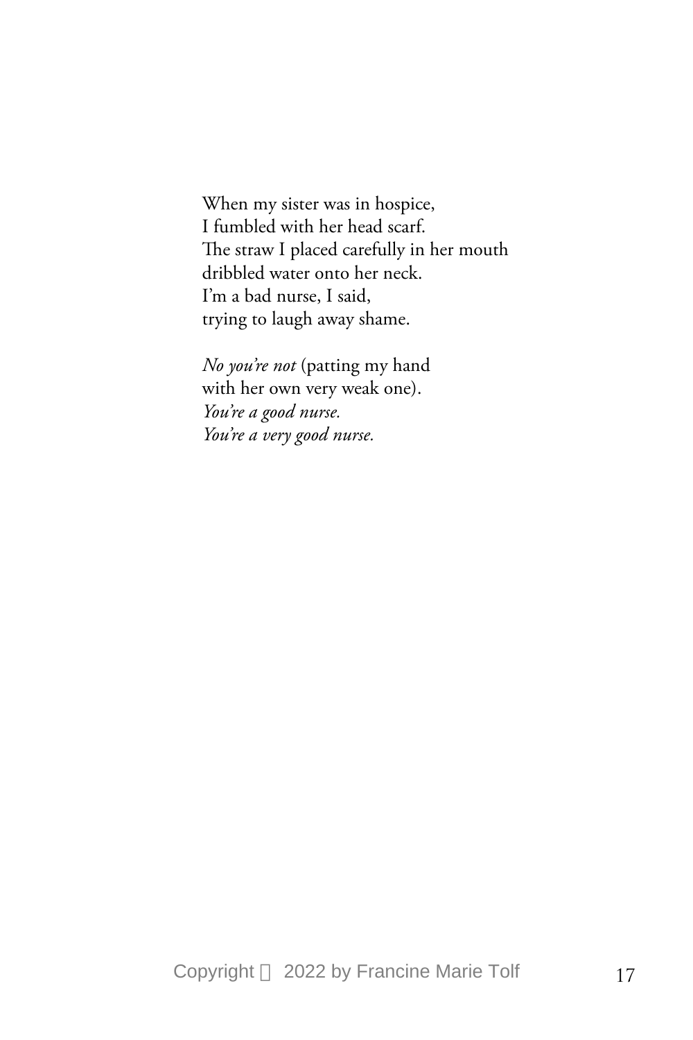When my sister was in hospice,  
I fumbled with her head scarf.  
The straw I placed carefully in her mouth  
dribbled water onto her neck.  
I'm a bad nurse, I said,  
trying to laugh away shame.

*No you're not* (patting my hand  
with her own very weak one).  
*You're a good nurse.*  
*You're a very good nurse.*